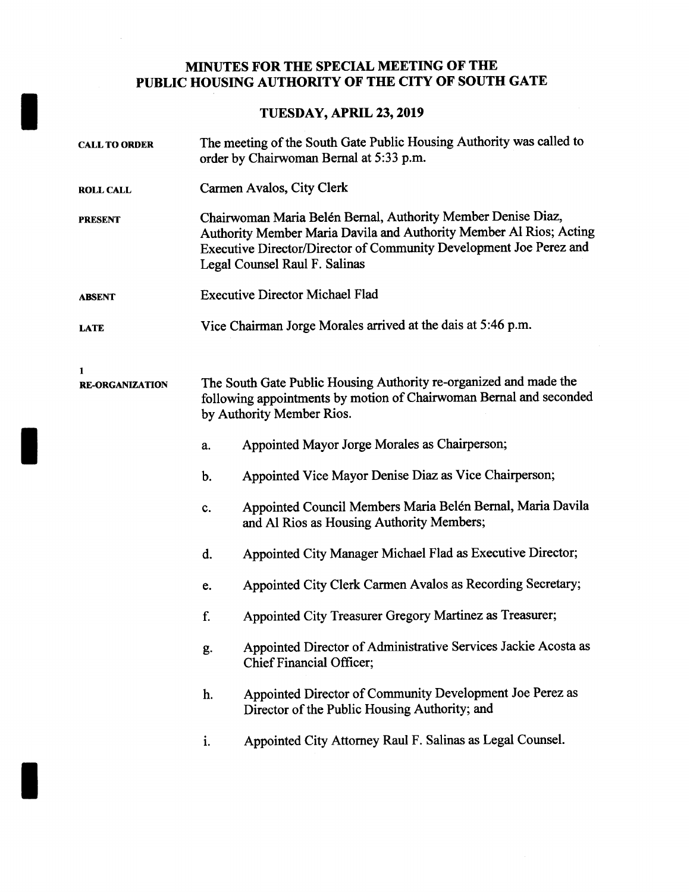# MINUTES FOR THE SPECIAL MEETING OF THE PUBLIC HOUSING AUTHORITY OF THE CITY OF SOUTH GATE

## TUESDAY, APRIL 23, 2019

**CALL TO ORDER** The meeting of the South Gate Public Housing Authority was called to order by Chairwoman Bernal at 5:33 p.m.

**ROLL CALL** Carmen Avalos, City Clerk

**PRESENT** Chairwoman Maria Belén Bernal, Authority Member Denise Diaz, Authority Member Maria Davila and Authority Member Al Rios; Acting Executive Director/Director of Community Development Joe Perez and Legal Counsel Raul F. Salinas

**ABSENT** Executive Director Michael Flad

**LATE** Vice Chairman Jorge Morales arrived at the dais at 5:46 p.m.

**1**
**RE-ORGANIZATION** The South Gate Public Housing Authority re-organized and made the following appointments by motion of Chairwoman Bernal and seconded by Authority Member Rios.

a. Appointed Mayor Jorge Morales as Chairperson;

b. Appointed Vice Mayor Denise Diaz as Vice Chairperson;

c. Appointed Council Members Maria Belén Bernal, Maria Davila and Al Rios as Housing Authority Members;

d. Appointed City Manager Michael Flad as Executive Director;

e. Appointed City Clerk Carmen Avalos as Recording Secretary;

f. Appointed City Treasurer Gregory Martinez as Treasurer;

g. Appointed Director of Administrative Services Jackie Acosta as Chief Financial Officer;

h. Appointed Director of Community Development Joe Perez as Director of the Public Housing Authority; and

i. Appointed City Attorney Raul F. Salinas as Legal Counsel.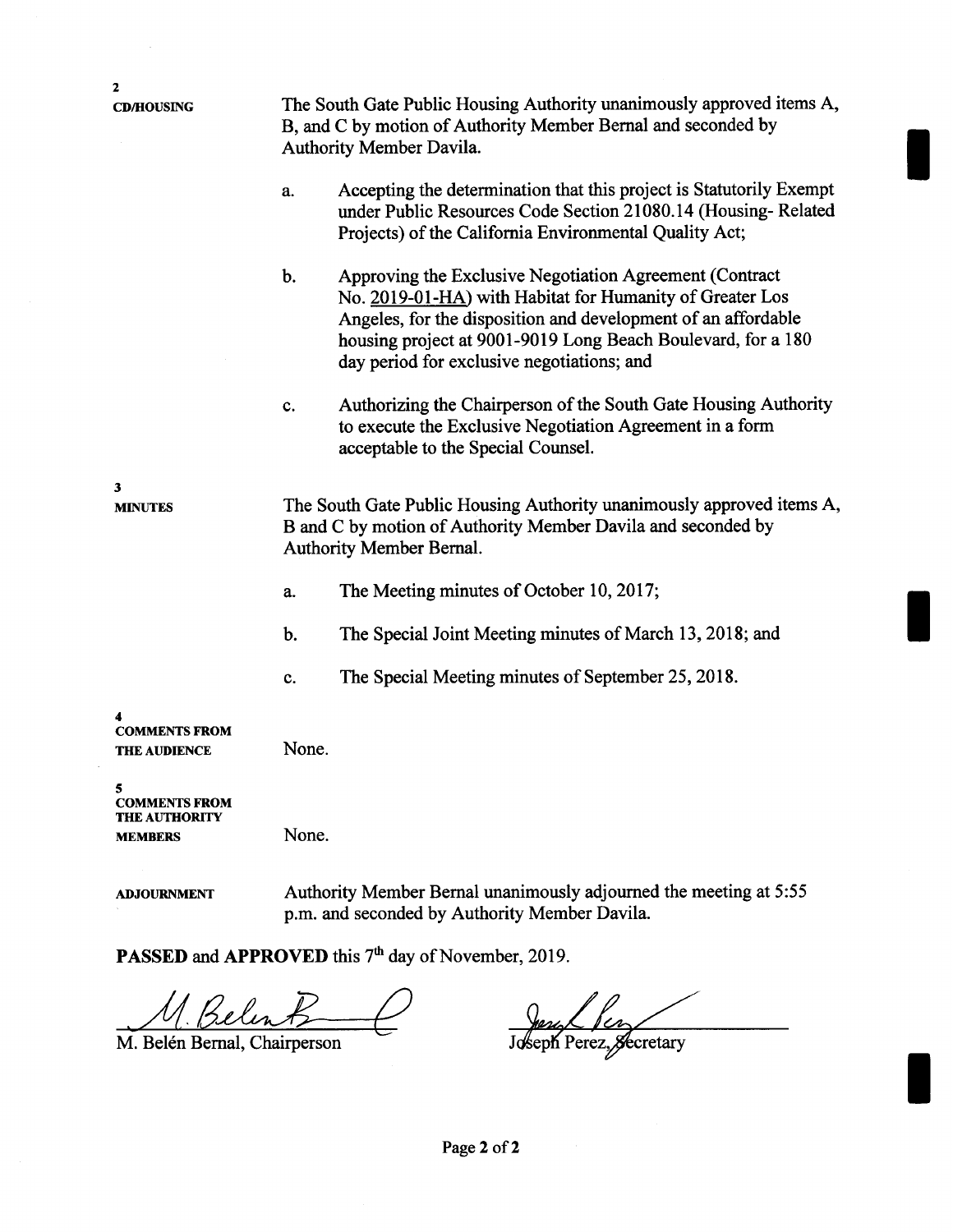**2**
**CD/HOUSING**

The South Gate Public Housing Authority unanimously approved items A, B, and C by motion of Authority Member Bernal and seconded by Authority Member Davila.

a. Accepting the determination that this project is Statutorily Exempt under Public Resources Code Section 21080.14 (Housing- Related Projects) of the California Environmental Quality Act;

b. Approving the Exclusive Negotiation Agreement (Contract No. 2019-01-HA) with Habitat for Humanity of Greater Los Angeles, for the disposition and development of an affordable housing project at 9001-9019 Long Beach Boulevard, for a 180 day period for exclusive negotiations; and

c. Authorizing the Chairperson of the South Gate Housing Authority to execute the Exclusive Negotiation Agreement in a form acceptable to the Special Counsel.

**3**
**MINUTES**

The South Gate Public Housing Authority unanimously approved items A, B and C by motion of Authority Member Davila and seconded by Authority Member Bernal.

a. The Meeting minutes of October 10, 2017;

b. The Special Joint Meeting minutes of March 13, 2018; and

c. The Special Meeting minutes of September 25, 2018.

**4**
**COMMENTS FROM THE AUDIENCE**

None.

**5**
**COMMENTS FROM THE AUTHORITY MEMBERS**

None.

**ADJOURNMENT**

Authority Member Bernal unanimously adjourned the meeting at 5:55 p.m. and seconded by Authority Member Davila.

**PASSED** and **APPROVED** this 7th day of November, 2019.

M. Belén Bernal, Chairperson

Joseph Perez, Secretary